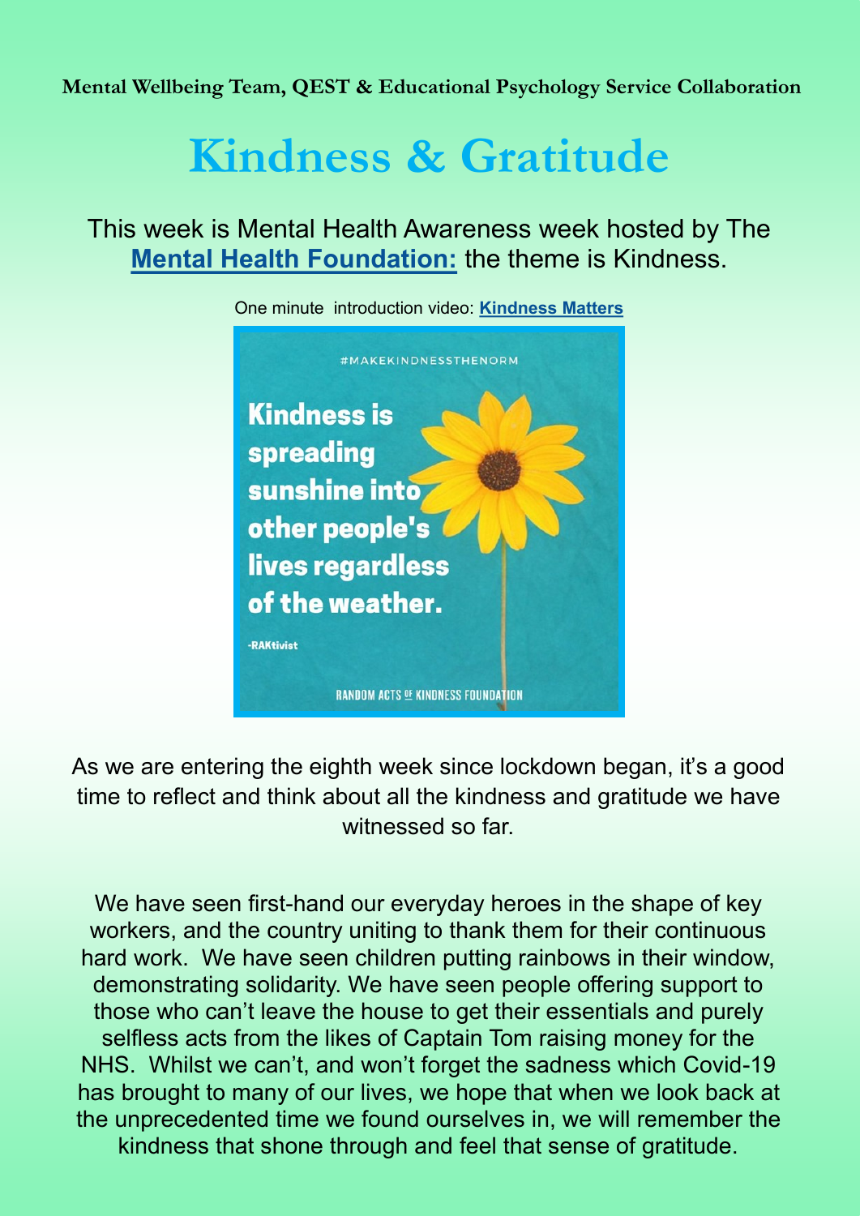**Mental Wellbeing Team, QEST & Educational Psychology Service Collaboration**

# Kindness & Gratitude

This week is Mental Health Awareness week hosted by The **Mental Health Foundation:** the theme is Kindness.

One minute introduction video: **Kindness Matters**

#MAKEKINDNESSTHENORM

**Kindness is spreading sunshine into other people's lives regardless of the weather.**

-RAKtivist

RANDOM ACTS OF KINDNESS FOUNDATION

As we are entering the eighth week since lockdown began, it's a good time to reflect and think about all the kindness and gratitude we have witnessed so far.

We have seen first-hand our everyday heroes in the shape of key workers, and the country uniting to thank them for their continuous hard work. We have seen children putting rainbows in their window, demonstrating solidarity. We have seen people offering support to those who can't leave the house to get their essentials and purely selfless acts from the likes of Captain Tom raising money for the NHS. Whilst we can't, and won't forget the sadness which Covid-19 has brought to many of our lives, we hope that when we look back at the unprecedented time we found ourselves in, we will remember the kindness that shone through and feel that sense of gratitude.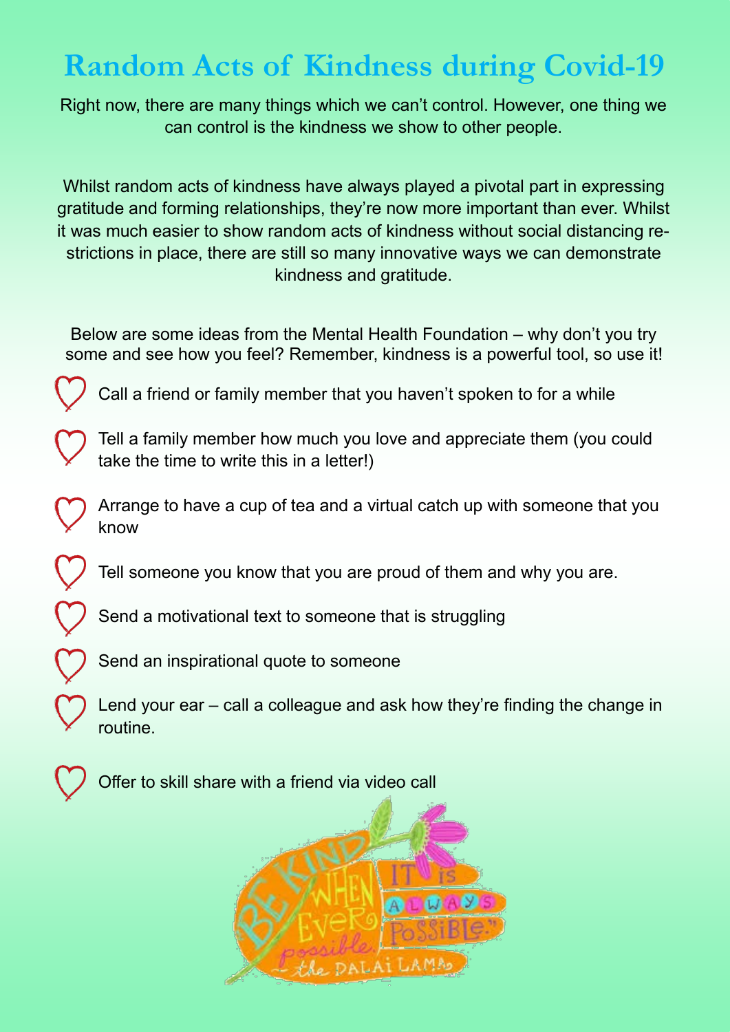# Random Acts of Kindness during Covid-19

Right now, there are many things which we can't control. However, one thing we can control is the kindness we show to other people.

Whilst random acts of kindness have always played a pivotal part in expressing gratitude and forming relationships, they're now more important than ever. Whilst it was much easier to show random acts of kindness without social distancing restrictions in place, there are still so many innovative ways we can demonstrate kindness and gratitude.

Below are some ideas from the Mental Health Foundation – why don't you try some and see how you feel? Remember, kindness is a powerful tool, so use it!

- Call a friend or family member that you haven't spoken to for a while
- Tell a family member how much you love and appreciate them (you could take the time to write this in a letter!)
- Arrange to have a cup of tea and a virtual catch up with someone that you know
- Tell someone you know that you are proud of them and why you are.
- Send a motivational text to someone that is struggling
- Send an inspirational quote to someone
- Lend your ear – call a colleague and ask how they're finding the change in routine.
- Offer to skill share with a friend via video call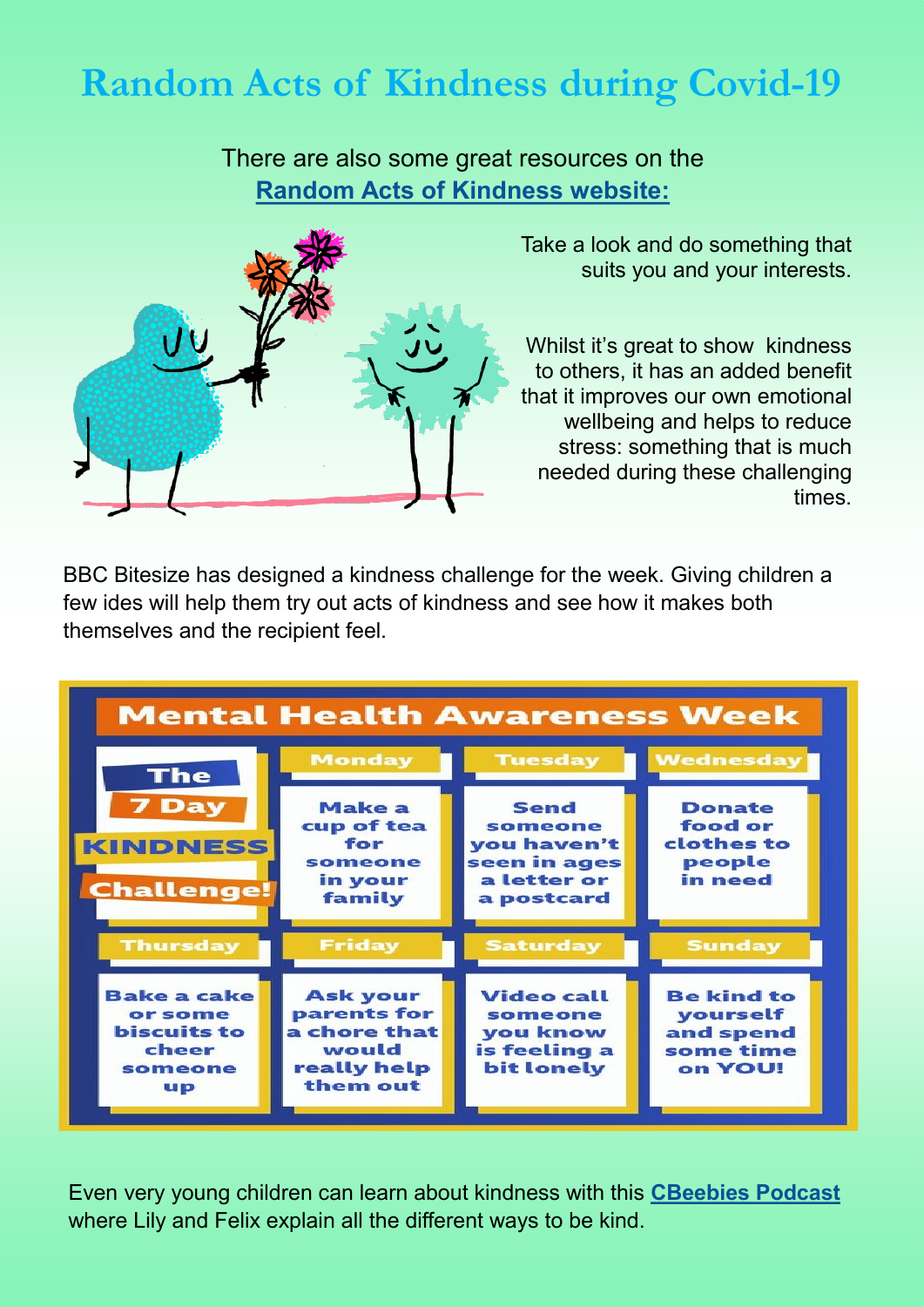# Random Acts of Kindness during Covid-19

There are also some great resources on the **Random Acts of Kindness website:**

Take a look and do something that suits you and your interests.

Whilst it's great to show kindness to others, it has an added benefit that it improves our own emotional wellbeing and helps to reduce stress: something that is much needed during these challenging times.

BBC Bitesize has designed a kindness challenge for the week. Giving children a few ides will help them try out acts of kindness and see how it makes both themselves and the recipient feel.

## Mental Health Awareness Week

| The 7 Day KINDNESS Challenge! | Monday | Tuesday | Wednesday |
|---|---|---|---|
| | Make a cup of tea for someone in your family | Send someone you haven't seen in ages a letter or a postcard | Donate food or clothes to people in need |
| **Thursday** | **Friday** | **Saturday** | **Sunday** |
| Bake a cake or some biscuits to cheer someone up | Ask your parents for a chore that would really help them out | Video call someone you know is feeling a bit lonely | Be kind to yourself and spend some time on YOU! |

Even very young children can learn about kindness with this **CBeebies Podcast** where Lily and Felix explain all the different ways to be kind.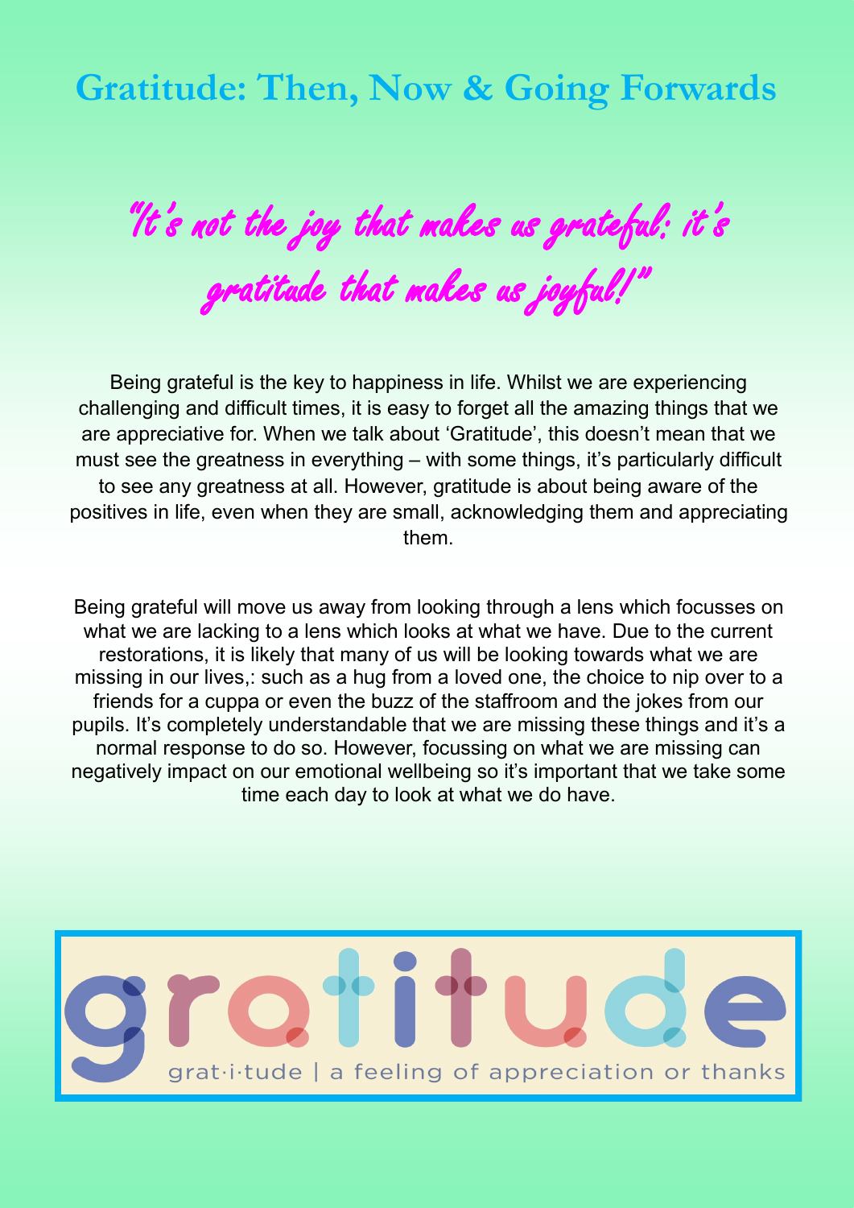# Gratitude: Then, Now & Going Forwards

*"It's not the joy that makes us grateful: it's gratitude that makes us joyful!"*

Being grateful is the key to happiness in life. Whilst we are experiencing challenging and difficult times, it is easy to forget all the amazing things that we are appreciative for. When we talk about 'Gratitude', this doesn't mean that we must see the greatness in everything – with some things, it's particularly difficult to see any greatness at all. However, gratitude is about being aware of the positives in life, even when they are small, acknowledging them and appreciating them.

Being grateful will move us away from looking through a lens which focusses on what we are lacking to a lens which looks at what we have. Due to the current restorations, it is likely that many of us will be looking towards what we are missing in our lives,: such as a hug from a loved one, the choice to nip over to a friends for a cuppa or even the buzz of the staffroom and the jokes from our pupils. It's completely understandable that we are missing these things and it's a normal response to do so. However, focussing on what we are missing can negatively impact on our emotional wellbeing so it's important that we take some time each day to look at what we do have.

gratitude

grat·i·tude | a feeling of appreciation or thanks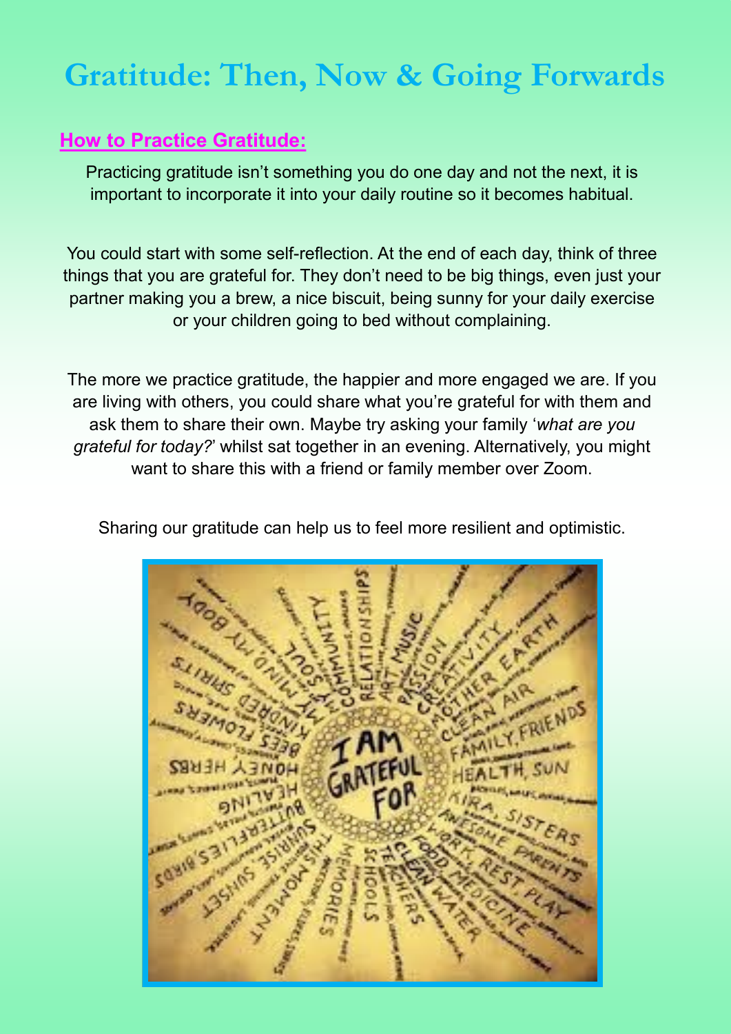# Gratitude: Then, Now & Going Forwards

## How to Practice Gratitude:

Practicing gratitude isn't something you do one day and not the next, it is important to incorporate it into your daily routine so it becomes habitual.

You could start with some self-reflection. At the end of each day, think of three things that you are grateful for. They don't need to be big things, even just your partner making you a brew, a nice biscuit, being sunny for your daily exercise or your children going to bed without complaining.

The more we practice gratitude, the happier and more engaged we are. If you are living with others, you could share what you're grateful for with them and ask them to share their own. Maybe try asking your family '*what are you grateful for today?*' whilst sat together in an evening. Alternatively, you might want to share this with a friend or family member over Zoom.

Sharing our gratitude can help us to feel more resilient and optimistic.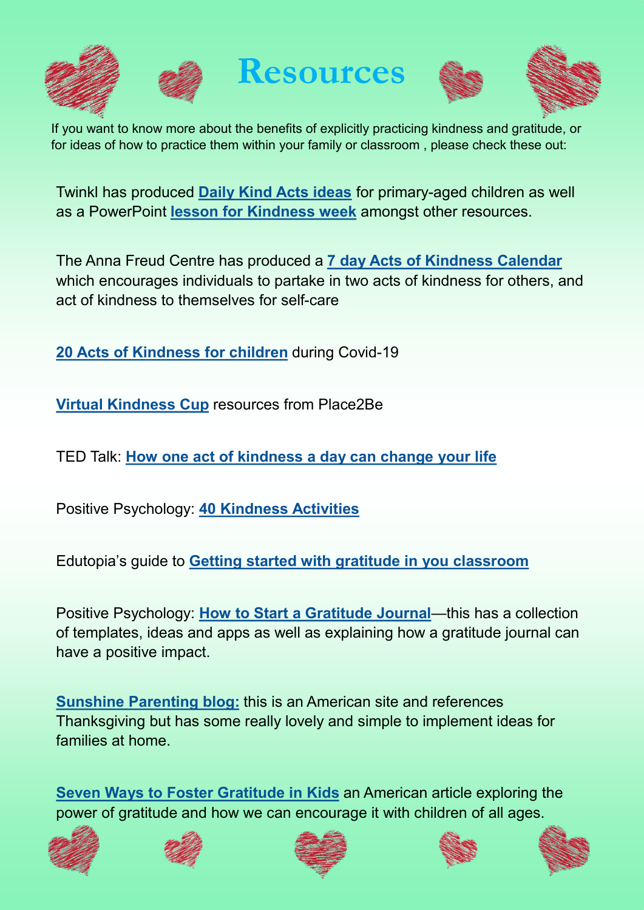# Resources

If you want to know more about the benefits of explicitly practicing kindness and gratitude, or for ideas of how to practice them within your family or classroom , please check these out:

Twinkl has produced **Daily Kind Acts ideas** for primary-aged children as well as a PowerPoint **lesson for Kindness week** amongst other resources.

The Anna Freud Centre has produced a **7 day Acts of Kindness Calendar** which encourages individuals to partake in two acts of kindness for others, and act of kindness to themselves for self-care

**20 Acts of Kindness for children** during Covid-19

**Virtual Kindness Cup** resources from Place2Be

TED Talk: **How one act of kindness a day can change your life**

Positive Psychology: **40 Kindness Activities**

Edutopia's guide to **Getting started with gratitude in you classroom**

Positive Psychology: **How to Start a Gratitude Journal**—this has a collection of templates, ideas and apps as well as explaining how a gratitude journal can have a positive impact.

**Sunshine Parenting blog:** this is an American site and references Thanksgiving but has some really lovely and simple to implement ideas for families at home.

**Seven Ways to Foster Gratitude in Kids** an American article exploring the power of gratitude and how we can encourage it with children of all ages.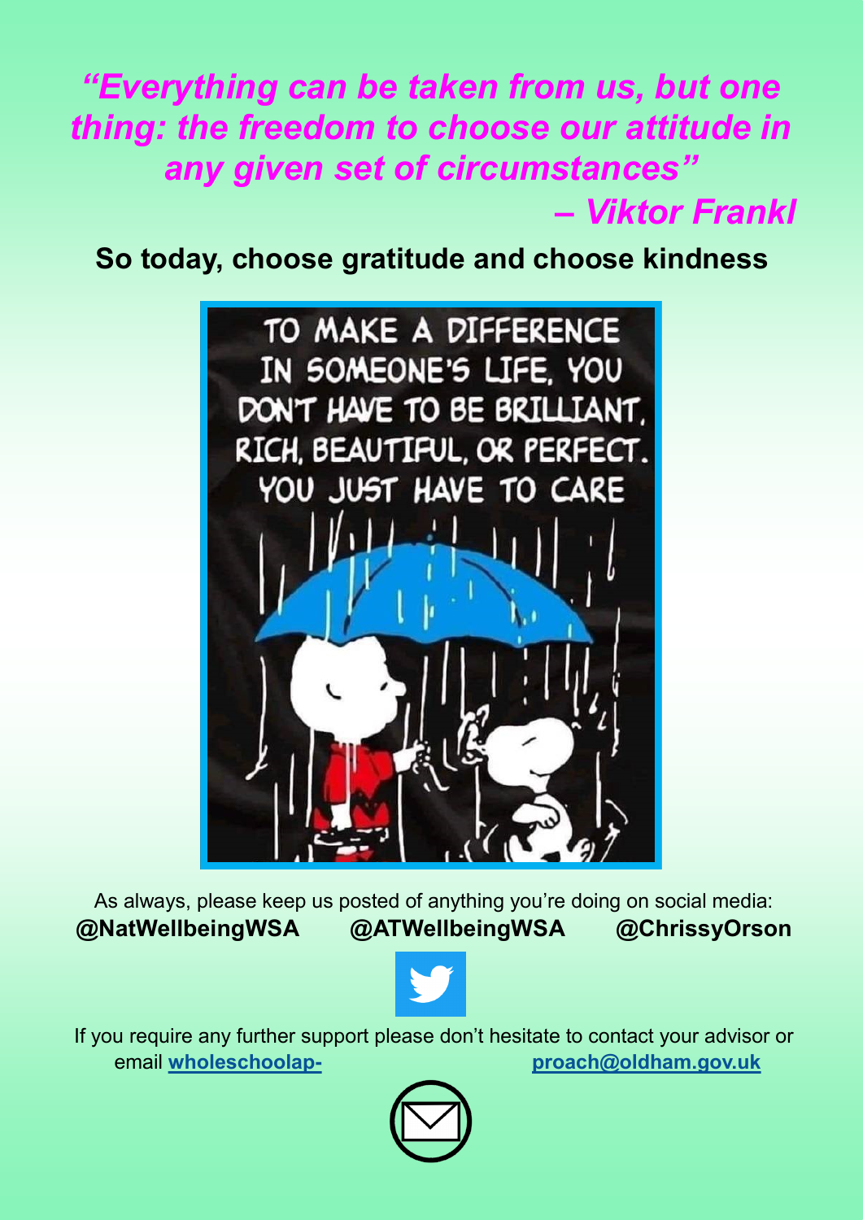*"Everything can be taken from us, but one thing: the freedom to choose our attitude in any given set of circumstances"*

*– Viktor Frankl*

**So today, choose gratitude and choose kindness**

TO MAKE A DIFFERENCE IN SOMEONE'S LIFE, YOU DON'T HAVE TO BE BRILLIANT, RICH, BEAUTIFUL, OR PERFECT. YOU JUST HAVE TO CARE

As always, please keep us posted of anything you're doing on social media:

**@NatWellbeingWSA** **@ATWellbeingWSA** **@ChrissyOrson**

If you require any further support please don't hesitate to contact your advisor or email **wholeschoolapproach@oldham.gov.uk**